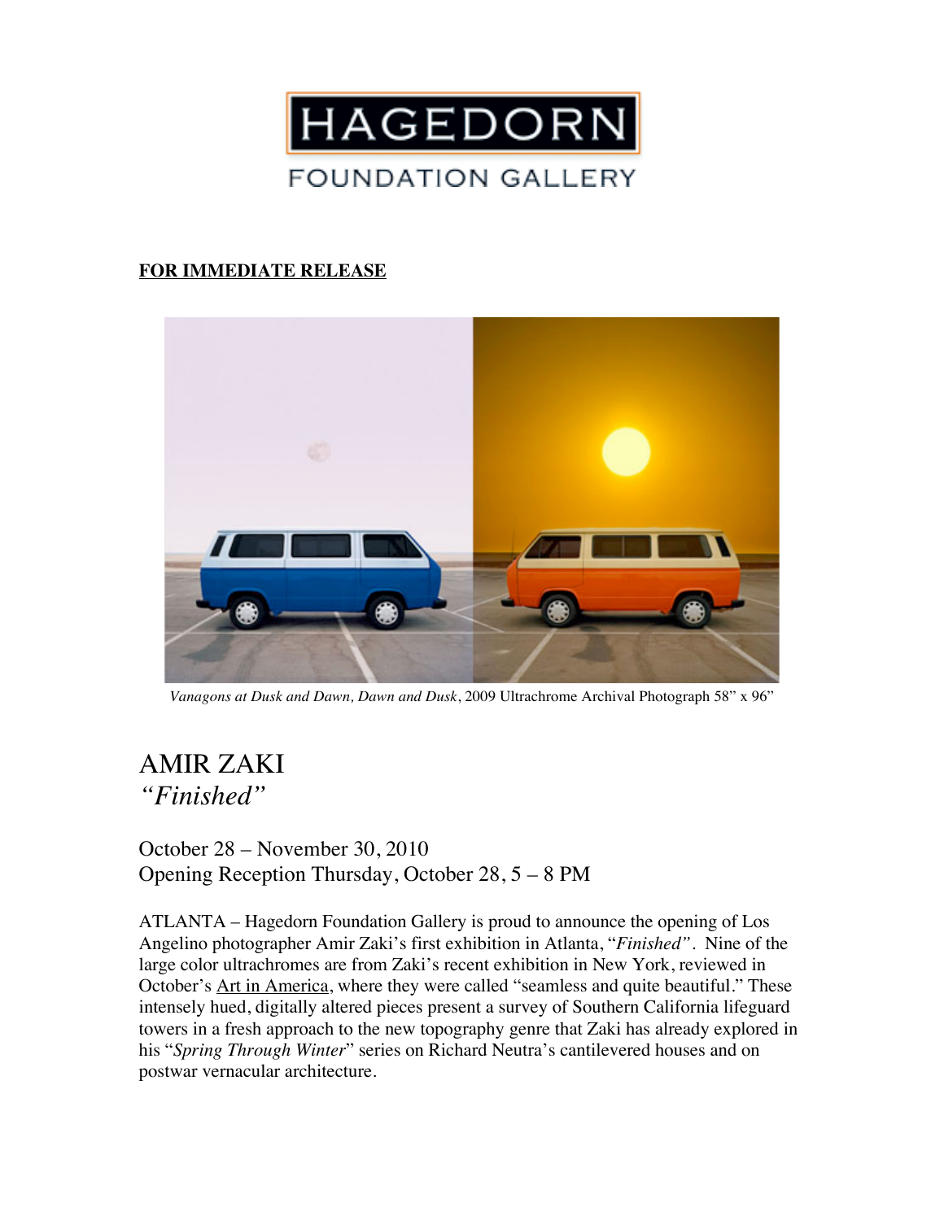HAGEDORN

FOUNDATION GALLERY

**<u>FOR IMMEDIATE RELEASE</u>**

*Vanagons at Dusk and Dawn, Dawn and Dusk*, 2009 Ultrachrome Archival Photograph 58" x 96"

# AMIR ZAKI
## *"Finished"*

October 28 – November 30, 2010
Opening Reception Thursday, October 28, 5 – 8 PM

ATLANTA – Hagedorn Foundation Gallery is proud to announce the opening of Los Angelino photographer Amir Zaki's first exhibition in Atlanta, "*Finished*". Nine of the large color ultrachromes are from Zaki's recent exhibition in New York, reviewed in October's <u>Art in America</u>, where they were called "seamless and quite beautiful." These intensely hued, digitally altered pieces present a survey of Southern California lifeguard towers in a fresh approach to the new topography genre that Zaki has already explored in his "*Spring Through Winter*" series on Richard Neutra's cantilevered houses and on postwar vernacular architecture.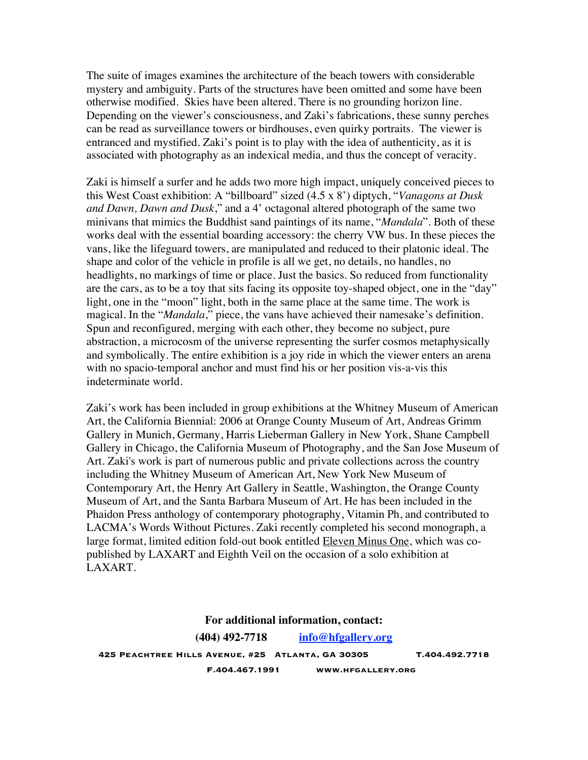The suite of images examines the architecture of the beach towers with considerable mystery and ambiguity. Parts of the structures have been omitted and some have been otherwise modified. Skies have been altered. There is no grounding horizon line. Depending on the viewer's consciousness, and Zaki's fabrications, these sunny perches can be read as surveillance towers or birdhouses, even quirky portraits. The viewer is entranced and mystified. Zaki's point is to play with the idea of authenticity, as it is associated with photography as an indexical media, and thus the concept of veracity.

Zaki is himself a surfer and he adds two more high impact, uniquely conceived pieces to this West Coast exhibition: A "billboard" sized (4.5 x 8') diptych, "*Vanagons at Dusk and Dawn, Dawn and Dusk*," and a 4' octagonal altered photograph of the same two minivans that mimics the Buddhist sand paintings of its name, "*Mandala*". Both of these works deal with the essential boarding accessory: the cherry VW bus. In these pieces the vans, like the lifeguard towers, are manipulated and reduced to their platonic ideal. The shape and color of the vehicle in profile is all we get, no details, no handles, no headlights, no markings of time or place. Just the basics. So reduced from functionality are the cars, as to be a toy that sits facing its opposite toy-shaped object, one in the "day" light, one in the "moon" light, both in the same place at the same time. The work is magical. In the "*Mandala*," piece, the vans have achieved their namesake's definition. Spun and reconfigured, merging with each other, they become no subject, pure abstraction, a microcosm of the universe representing the surfer cosmos metaphysically and symbolically. The entire exhibition is a joy ride in which the viewer enters an arena with no spacio-temporal anchor and must find his or her position vis-a-vis this indeterminate world.

Zaki's work has been included in group exhibitions at the Whitney Museum of American Art, the California Biennial: 2006 at Orange County Museum of Art, Andreas Grimm Gallery in Munich, Germany, Harris Lieberman Gallery in New York, Shane Campbell Gallery in Chicago, the California Museum of Photography, and the San Jose Museum of Art. Zaki's work is part of numerous public and private collections across the country including the Whitney Museum of American Art, New York New Museum of Contemporary Art, the Henry Art Gallery in Seattle, Washington, the Orange County Museum of Art, and the Santa Barbara Museum of Art. He has been included in the Phaidon Press anthology of contemporary photography, Vitamin Ph, and contributed to LACMA's Words Without Pictures. Zaki recently completed his second monograph, a large format, limited edition fold-out book entitled Eleven Minus One, which was co-published by LAXART and Eighth Veil on the occasion of a solo exhibition at LAXART.

**For additional information, contact:**

**(404) 492-7718 info@hfgallery.org**

425 PEACHTREE HILLS AVENUE, #25 ATLANTA, GA 30305 T.404.492.7718

F.404.467.1991 WWW.HFGALLERY.ORG